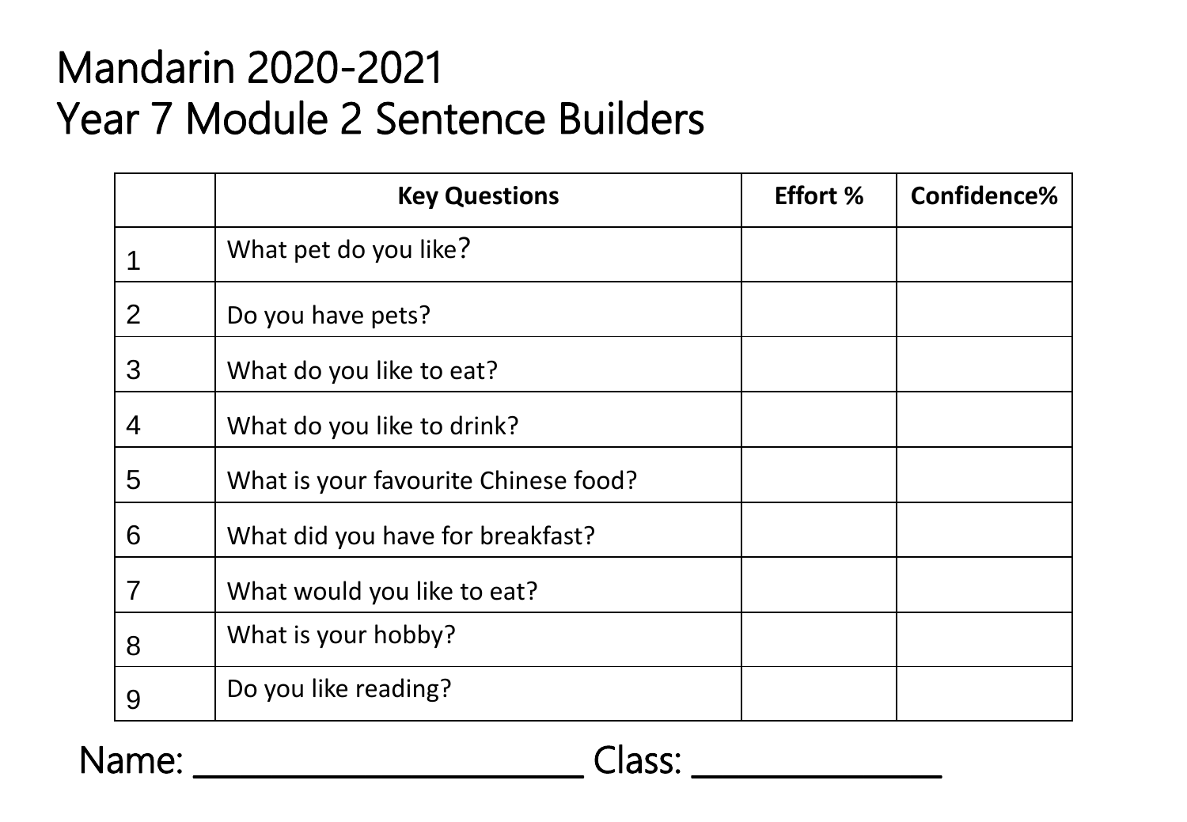# Mandarin 2020-2021
# Year 7 Module 2 Sentence Builders

| | Key Questions | Effort % | Confidence% |
|---|---|---|---|
| 1 | What pet do you like? | | |
| 2 | Do you have pets? | | |
| 3 | What do you like to eat? | | |
| 4 | What do you like to drink? | | |
| 5 | What is your favourite Chinese food? | | |
| 6 | What did you have for breakfast? | | |
| 7 | What would you like to eat? | | |
| 8 | What is your hobby? | | |
| 9 | Do you like reading? | | |

Name: ______________________ Class: ______________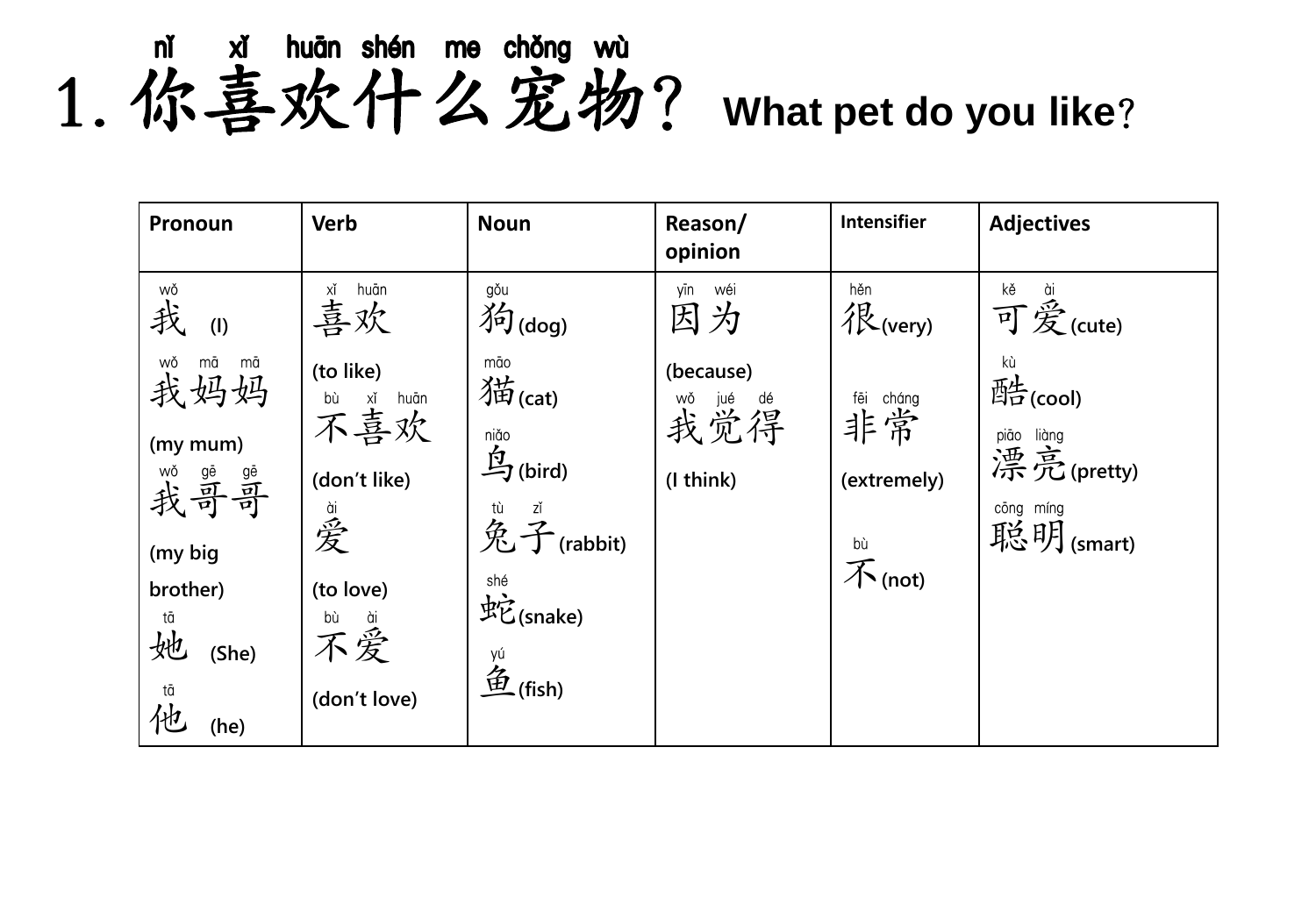# 1. 你喜欢什么宠物? What pet do you like?

nǐ xǐ huān shén me chǒng wù

| Pronoun | Verb | Noun | Reason/ opinion | Intensifier | Adjectives |
|---|---|---|---|---|---|
| wǒ 我 (I)<br>wǒ mā mā 我妈妈 (my mum)<br>wǒ gē gē 我哥哥 (my big brother)<br>tā 她 (She)<br>tā 他 (he) | xǐ huān 喜欢 (to like)<br>bù xǐ huān 不喜欢 (don't like)<br>ài 爱 (to love)<br>bù ài 不爱 (don't love) | gǒu 狗(dog)<br>māo 猫(cat)<br>niǎo 鸟(bird)<br>tù zǐ 兔子(rabbit)<br>shé 蛇(snake)<br>yú 鱼(fish) | yīn wéi 因为 (because)<br>wǒ jué dé 我觉得 (I think) | hěn 很(very)<br>fēi cháng 非常 (extremely)<br>bù 不(not) | kě ài 可爱(cute)<br>kù 酷(cool)<br>piāo liàng 漂亮(pretty)<br>cōng míng 聪明(smart) |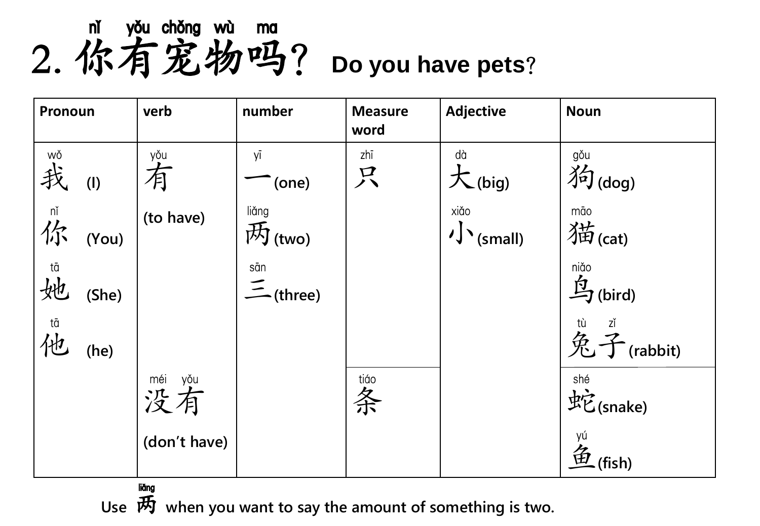## 2. 你有宠物吗？ Do you have pets?

nǐ yǒu chǒng wù ma

| Pronoun | verb | number | Measure word | Adjective | Noun |
|---|---|---|---|---|---|
| wǒ 我 (I) | yǒu 有 (to have) | yī 一 (one) | zhī 只 | dà 大 (big) | gǒu 狗 (dog) |
| nǐ 你 (You) | | liǎng 两 (two) | | xiǎo 小 (small) | māo 猫 (cat) |
| tā 她 (She) | | sān 三 (three) | | | niǎo 鸟 (bird) |
| tā 他 (he) | | | | | tù zǐ 兔子 (rabbit) |
| | méi yǒu 没有 (don't have) | | tiáo 条 | | shé 蛇 (snake) |
| | | | | | yú 鱼 (fish) |

Use 两 (liǎng) when you want to say the amount of something is two.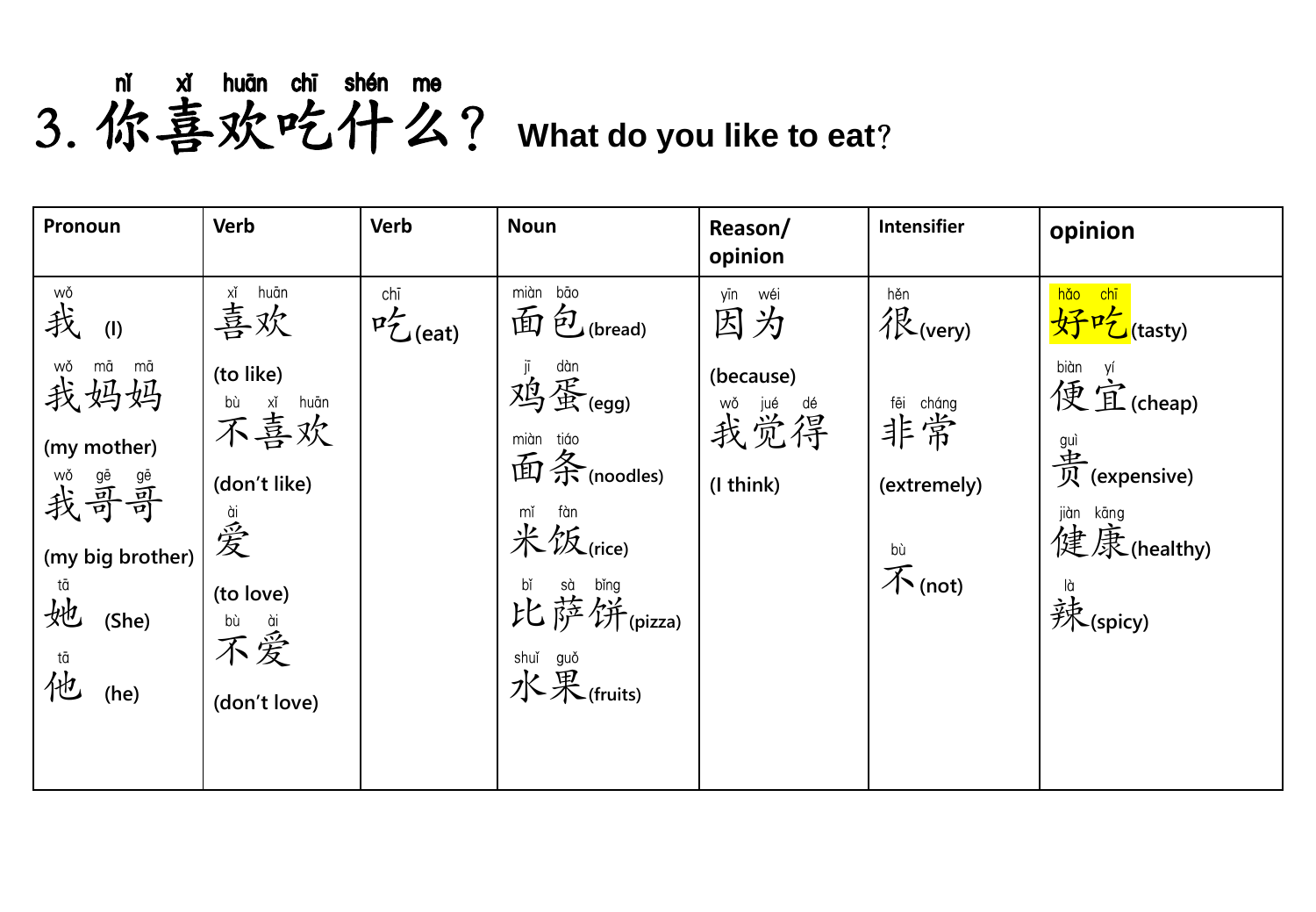# 3. 你喜欢吃什么？ What do you like to eat?

nǐ xǐ huān chī shén me

| Pronoun | Verb | Verb | Noun | Reason/ opinion | Intensifier | opinion |
|---|---|---|---|---|---|---|
| wǒ 我 (I) | xǐ huān 喜欢 (to like) | chī 吃 (eat) | miàn bāo 面包 (bread) | yīn wéi 因为 (because) | hěn 很 (very) | hǎo chī 好吃 (tasty) |
| wǒ mā mā 我妈妈 (my mother) | bù xǐ huān 不喜欢 (don't like) | | jī dàn 鸡蛋 (egg) | wǒ jué dé 我觉得 (I think) | fēi cháng 非常 (extremely) | biàn yí 便宜 (cheap) |
| wǒ gē gē 我哥哥 (my big brother) | ài 爱 (to love) | | miàn tiáo 面条 (noodles) | | bù 不 (not) | guì 贵 (expensive) |
| tā 她 (She) | bù ài 不爱 (don't love) | | mǐ fàn 米饭 (rice) | | | jiàn kāng 健康 (healthy) |
| tā 他 (he) | | | bǐ sà bǐng 比萨饼 (pizza) | | | là 辣 (spicy) |
| | | | shuǐ guǒ 水果 (fruits) | | | |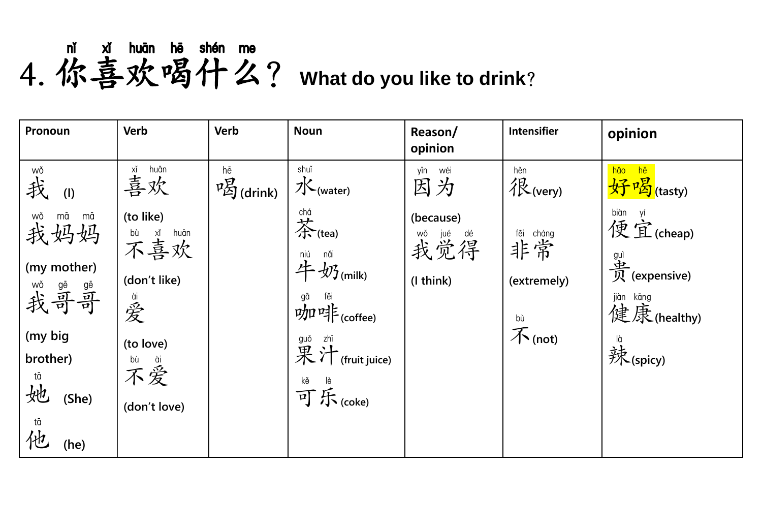# 4. 你喜欢喝什么？ What do you like to drink?

nǐ xǐ huān hē shén me

| Pronoun | Verb | Verb | Noun | Reason/ opinion | Intensifier | opinion |
|---|---|---|---|---|---|---|
| wǒ 我 (I) | xǐ huān 喜欢 (to like) | hē 喝 (drink) | shuǐ 水 (water) | yīn wéi 因为 (because) | hěn 很 (very) | hǎo hē 好喝 (tasty) |
| wǒ mā mā 我妈妈 (my mother) | bù xǐ huān 不喜欢 (don't like) | | chá 茶 (tea) | wǒ jué dé 我觉得 (I think) | fēi cháng 非常 (extremely) | biàn yí 便宜 (cheap) |
| wǒ gē gē 我哥哥 (my big brother) | ài 爱 (to love) | | niú nǎi 牛奶 (milk) | | bù 不 (not) | guì 贵 (expensive) |
| tā 她 (She) | bù ài 不爱 (don't love) | | gā fēi 咖啡 (coffee) | | | jiàn kāng 健康 (healthy) |
| tā 他 (he) | | | guǒ zhī 果汁 (fruit juice) | | | là 辣 (spicy) |
| | | | kě lè 可乐 (coke) | | | |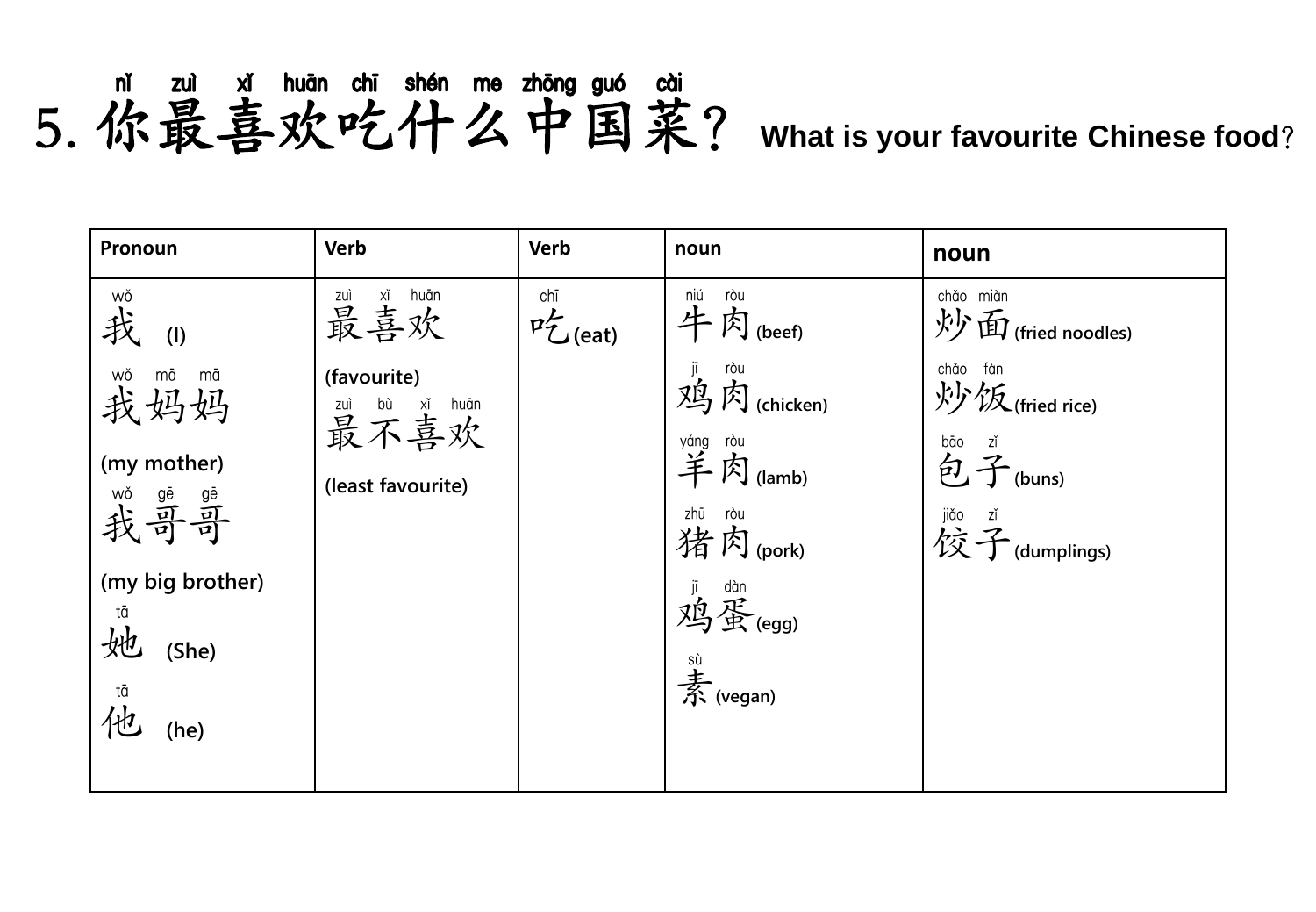## 5. 你最喜欢吃什么中国菜? What is your favourite Chinese food?

nǐ zuì xǐ huān chī shén me zhōng guó cài

| Pronoun | Verb | Verb | noun | noun |
| --- | --- | --- | --- | --- |
| wǒ 我 (I)<br>wǒ mā mā 我妈妈 (my mother)<br>wǒ gē gē 我哥哥 (my big brother)<br>tā 她 (She)<br>tā 他 (he) | zuì xǐ huān 最喜欢 (favourite)<br>zuì bù xǐ huān 最不喜欢 (least favourite) | chī 吃 (eat) | niú ròu 牛肉 (beef)<br>jī ròu 鸡肉 (chicken)<br>yáng ròu 羊肉 (lamb)<br>zhū ròu 猪肉 (pork)<br>jī dàn 鸡蛋 (egg)<br>sù 素 (vegan) | chǎo miàn 炒面 (fried noodles)<br>chǎo fàn 炒饭 (fried rice)<br>bāo zǐ 包子 (buns)<br>jiǎo zǐ 饺子 (dumplings) |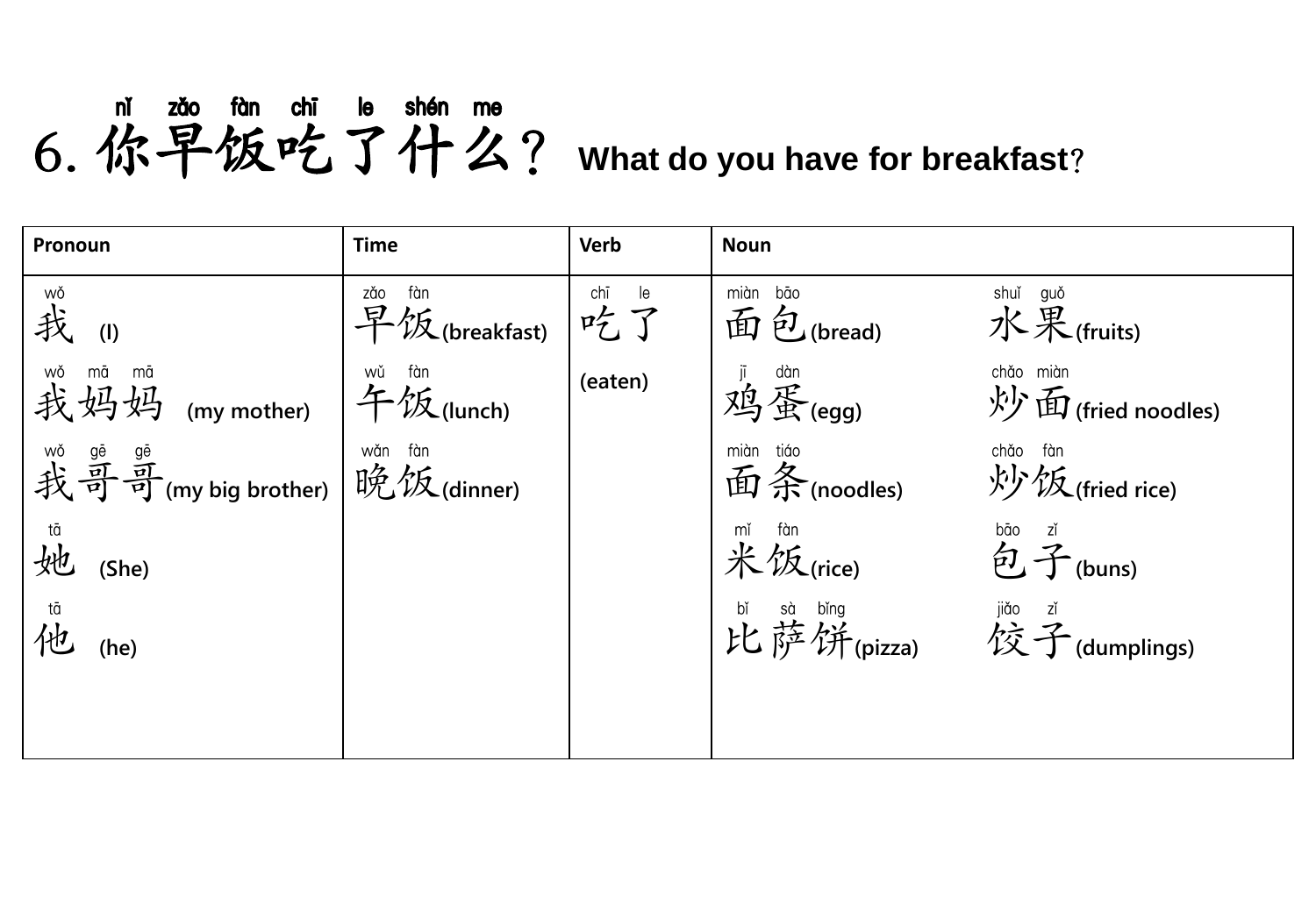# 6. 你早饭吃了什么？ What do you have for breakfast?

nǐ zǎo fàn chī le shén me

| Pronoun | Time | Verb | Noun | |
|---|---|---|---|---|
| wǒ<br>我 (I) | zǎo fàn<br>早饭(breakfast) | chī le<br>吃了<br><br>(eaten) | miàn bāo<br>面包(bread) | shuǐ guǒ<br>水果(fruits) |
| wǒ mā mā<br>我妈妈 (my mother) | wǔ fàn<br>午饭(lunch) | | jī dàn<br>鸡蛋(egg) | chǎo miàn<br>炒面(fried noodles) |
| wǒ gē gē<br>我哥哥(my big brother) | wǎn fàn<br>晚饭(dinner) | | miàn tiáo<br>面条(noodles) | chǎo fàn<br>炒饭(fried rice) |
| tā<br>她 (She) | | | mǐ fàn<br>米饭(rice) | bāo zǐ<br>包子(buns) |
| tā<br>他 (he) | | | bǐ sà bǐng<br>比萨饼(pizza) | jiǎo zǐ<br>饺子(dumplings) |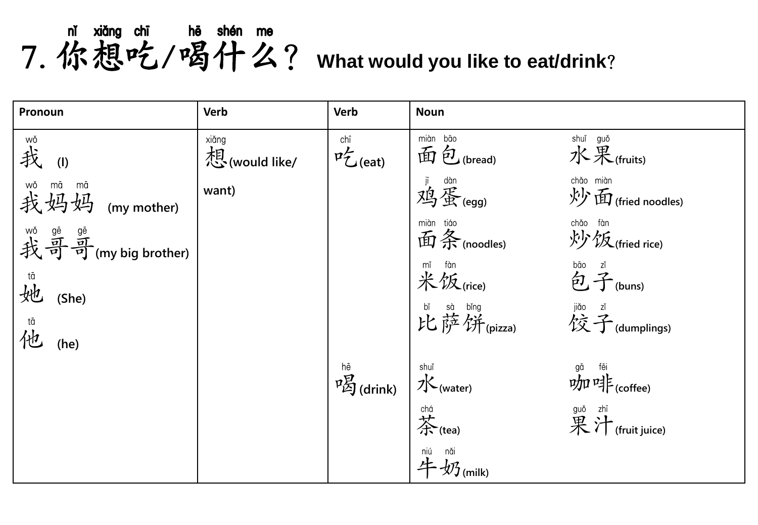# 7. 你想吃/喝什么？ What would you like to eat/drink?

(nǐ xiǎng chī / hē shén me)

| Pronoun | Verb | Verb | Noun | |
|---|---|---|---|---|
| wǒ 我 (I) | xiǎng 想(would like/ want) | chī 吃(eat) | miàn bāo 面包(bread) | shuǐ guǒ 水果(fruits) |
| wǒ mā mā 我妈妈 (my mother) | | | jī dàn 鸡蛋(egg) | chǎo miàn 炒面(fried noodles) |
| wǒ gē gē 我哥哥(my big brother) | | | miàn tiáo 面条(noodles) | chǎo fàn 炒饭(fried rice) |
| tā 她 (She) | | | mǐ fàn 米饭(rice) | bāo zǐ 包子(buns) |
| tā 他 (he) | | | bǐ sà bǐng 比萨饼(pizza) | jiǎo zǐ 饺子(dumplings) |
| | | hē 喝(drink) | shuǐ 水(water) | gā fēi 咖啡(coffee) |
| | | | chá 茶(tea) | guǒ zhī 果汁(fruit juice) |
| | | | niú nǎi 牛奶(milk) | |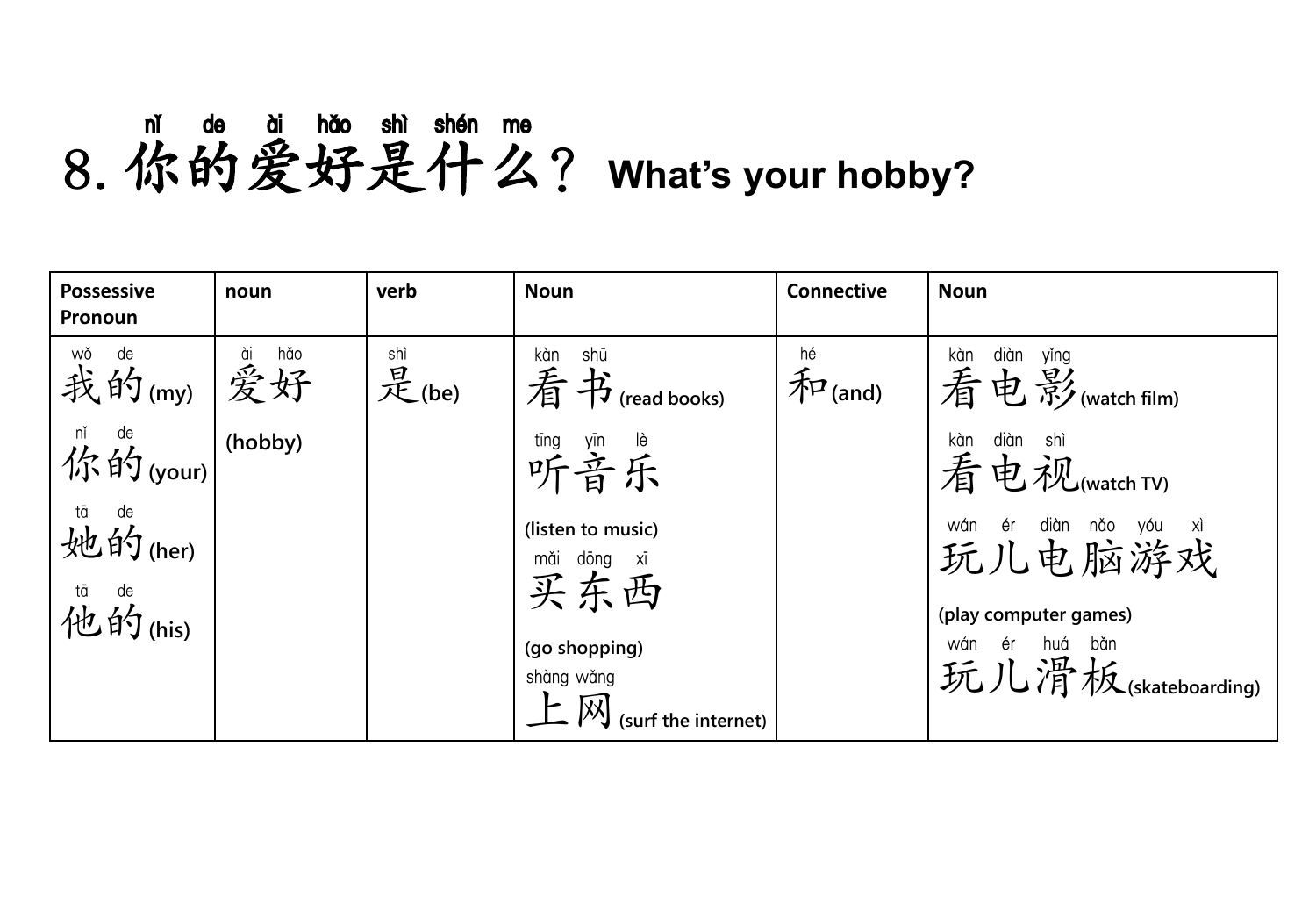# 8. 你的爱好是什么？ What's your hobby?

nǐ de ài hǎo shì shén me

| Possessive Pronoun | noun | verb | Noun | Connective | Noun |
|---|---|---|---|---|---|
| wǒ de 我的 (my)<br>nǐ de 你的 (your)<br>tā de 她的 (her)<br>tā de 他的 (his) | ài hǎo 爱好 (hobby) | shì 是 (be) | kàn shū 看书 (read books)<br>tīng yīn lè 听音乐 (listen to music)<br>mǎi dōng xī 买东西 (go shopping)<br>shàng wǎng 上网 (surf the internet) | hé 和 (and) | kàn diàn yǐng 看电影 (watch film)<br>kàn diàn shì 看电视 (watch TV)<br>wán ér diàn nǎo yóu xì 玩儿电脑游戏 (play computer games)<br>wán ér huá bǎn 玩儿滑板 (skateboarding) |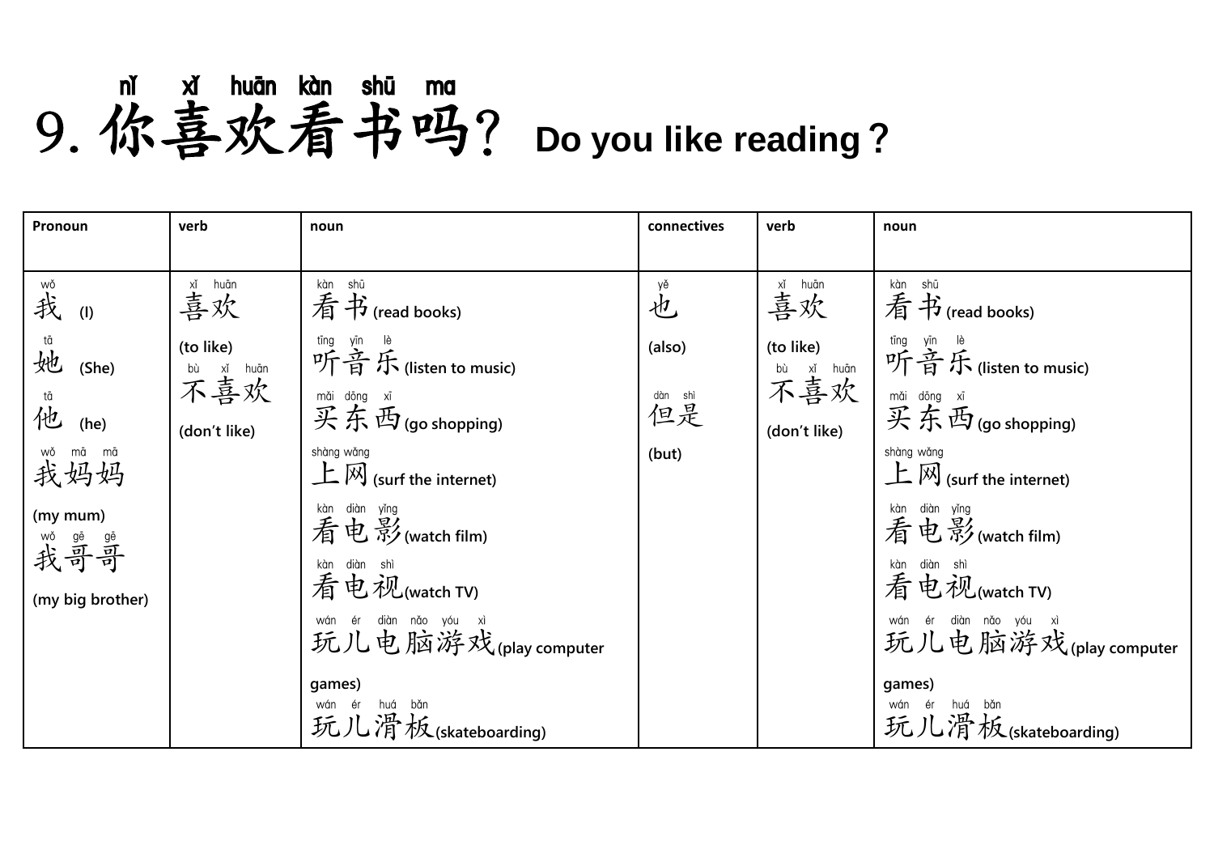# 9. 你喜欢看书吗？ Do you like reading？

nǐ xǐ huān kàn shū ma

| Pronoun | verb | noun | connectives | verb | noun |
|---|---|---|---|---|---|
| wǒ 我 (I) | xǐ huān 喜欢 (to like) | kàn shū 看书 (read books) | yě 也 (also) | xǐ huān 喜欢 (to like) | kàn shū 看书 (read books) |
| tā 她 (She) | bù xǐ huān 不喜欢 (don't like) | tīng yīn lè 听音乐 (listen to music) | dàn shì 但是 (but) | bù xǐ huān 不喜欢 (don't like) | tīng yīn lè 听音乐 (listen to music) |
| tā 他 (he) | | mǎi dōng xī 买东西 (go shopping) | | | mǎi dōng xī 买东西 (go shopping) |
| wǒ mā mā 我妈妈 (my mum) | | shàng wǎng 上网 (surf the internet) | | | shàng wǎng 上网 (surf the internet) |
| wǒ gē gē 我哥哥 (my big brother) | | kàn diàn yǐng 看电影 (watch film) | | | kàn diàn yǐng 看电影 (watch film) |
| | | kàn diàn shì 看电视 (watch TV) | | | kàn diàn shì 看电视 (watch TV) |
| | | wán ér diàn nǎo yóu xì 玩儿电脑游戏 (play computer games) | | | wán ér diàn nǎo yóu xì 玩儿电脑游戏 (play computer games) |
| | | wán ér huá bǎn 玩儿滑板 (skateboarding) | | | wán ér huá bǎn 玩儿滑板 (skateboarding) |